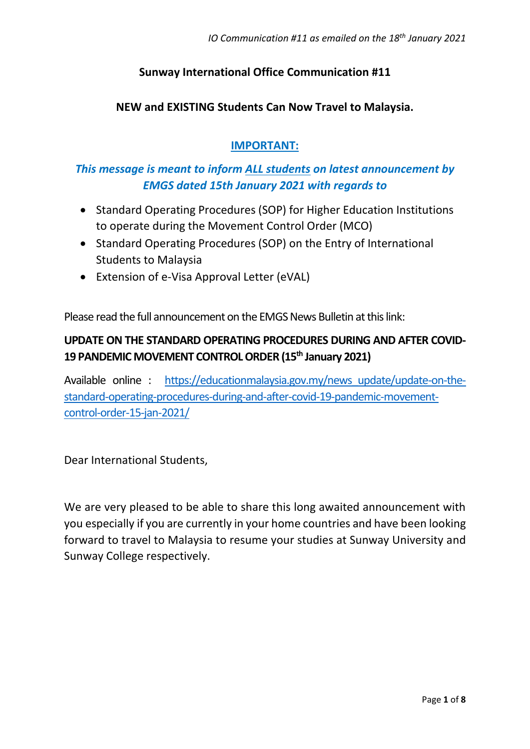*IO Communication #11 as emailed on the 18th January 2021*

**Sunway International Office Communication #11**

**NEW and EXISTING Students Can Now Travel to Malaysia.**

**IMPORTANT:**

***This message is meant to inform ALL students on latest announcement by EMGS dated 15th January 2021 with regards to***

- Standard Operating Procedures (SOP) for Higher Education Institutions to operate during the Movement Control Order (MCO)
- Standard Operating Procedures (SOP) on the Entry of International Students to Malaysia
- Extension of e-Visa Approval Letter (eVAL)

Please read the full announcement on the EMGS News Bulletin at this link:

**UPDATE ON THE STANDARD OPERATING PROCEDURES DURING AND AFTER COVID-19 PANDEMIC MOVEMENT CONTROL ORDER (15th January 2021)**

Available online : https://educationmalaysia.gov.my/news_update/update-on-the-standard-operating-procedures-during-and-after-covid-19-pandemic-movement-control-order-15-jan-2021/

Dear International Students,

We are very pleased to be able to share this long awaited announcement with you especially if you are currently in your home countries and have been looking forward to travel to Malaysia to resume your studies at Sunway University and Sunway College respectively.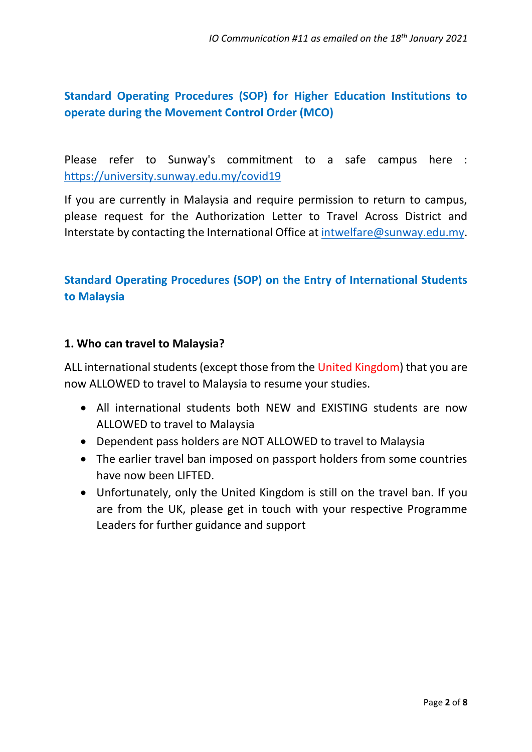*IO Communication #11 as emailed on the 18th January 2021*

## Standard Operating Procedures (SOP) for Higher Education Institutions to operate during the Movement Control Order (MCO)

Please refer to Sunway's commitment to a safe campus here : https://university.sunway.edu.my/covid19

If you are currently in Malaysia and require permission to return to campus, please request for the Authorization Letter to Travel Across District and Interstate by contacting the International Office at intwelfare@sunway.edu.my.

## Standard Operating Procedures (SOP) on the Entry of International Students to Malaysia

### 1. Who can travel to Malaysia?

ALL international students (except those from the United Kingdom) that you are now ALLOWED to travel to Malaysia to resume your studies.

- All international students both NEW and EXISTING students are now ALLOWED to travel to Malaysia
- Dependent pass holders are NOT ALLOWED to travel to Malaysia
- The earlier travel ban imposed on passport holders from some countries have now been LIFTED.
- Unfortunately, only the United Kingdom is still on the travel ban. If you are from the UK, please get in touch with your respective Programme Leaders for further guidance and support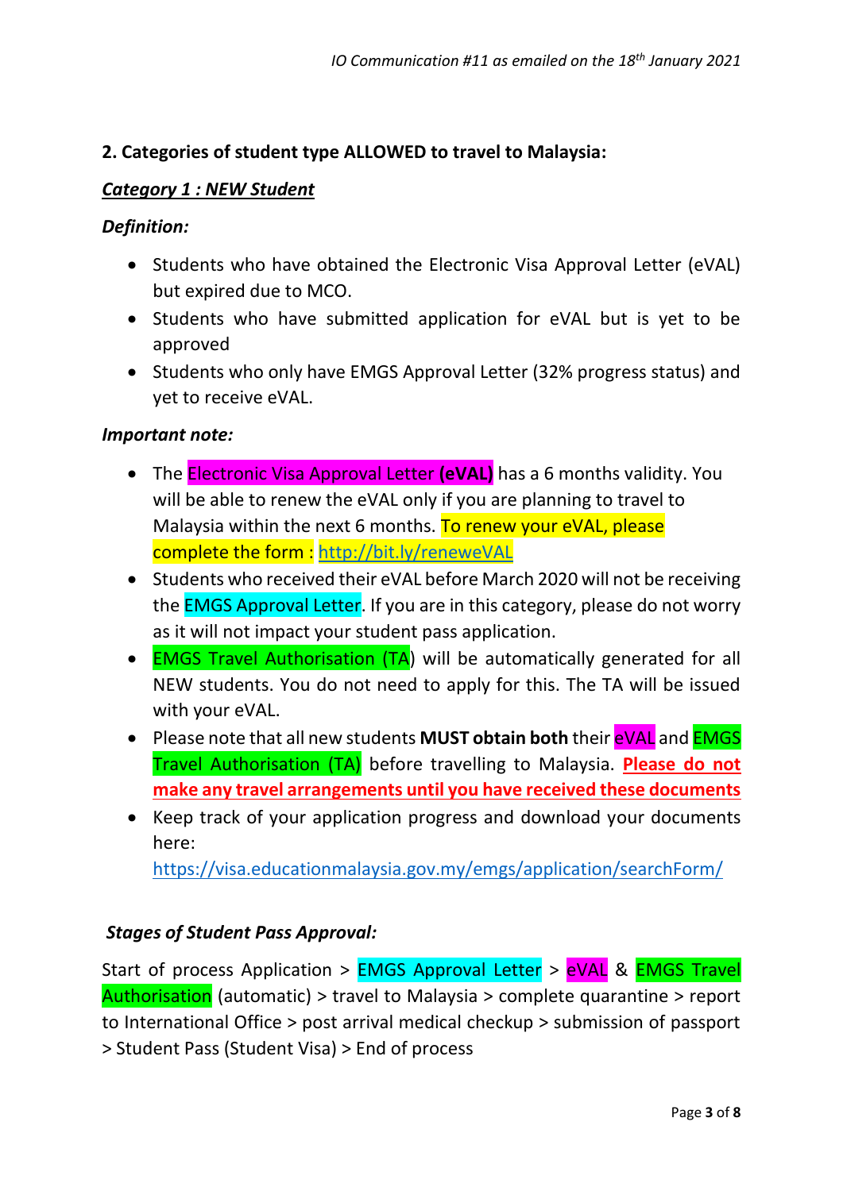## 2. Categories of student type ALLOWED to travel to Malaysia:

***Category 1 : NEW Student***

***Definition:***

- Students who have obtained the Electronic Visa Approval Letter (eVAL) but expired due to MCO.
- Students who have submitted application for eVAL but is yet to be approved
- Students who only have EMGS Approval Letter (32% progress status) and yet to receive eVAL.

***Important note:***

- The Electronic Visa Approval Letter **(eVAL)** has a 6 months validity. You will be able to renew the eVAL only if you are planning to travel to Malaysia within the next 6 months. To renew your eVAL, please complete the form : http://bit.ly/reneweVAL
- Students who received their eVAL before March 2020 will not be receiving the EMGS Approval Letter. If you are in this category, please do not worry as it will not impact your student pass application.
- EMGS Travel Authorisation (TA) will be automatically generated for all NEW students. You do not need to apply for this. The TA will be issued with your eVAL.
- Please note that all new students **MUST obtain both** their eVAL and EMGS Travel Authorisation (TA) before travelling to Malaysia. **Please do not make any travel arrangements until you have received these documents**
- Keep track of your application progress and download your documents here: https://visa.educationmalaysia.gov.my/emgs/application/searchForm/

***Stages of Student Pass Approval:***

Start of process Application > EMGS Approval Letter > eVAL & EMGS Travel Authorisation (automatic) > travel to Malaysia > complete quarantine > report to International Office > post arrival medical checkup > submission of passport > Student Pass (Student Visa) > End of process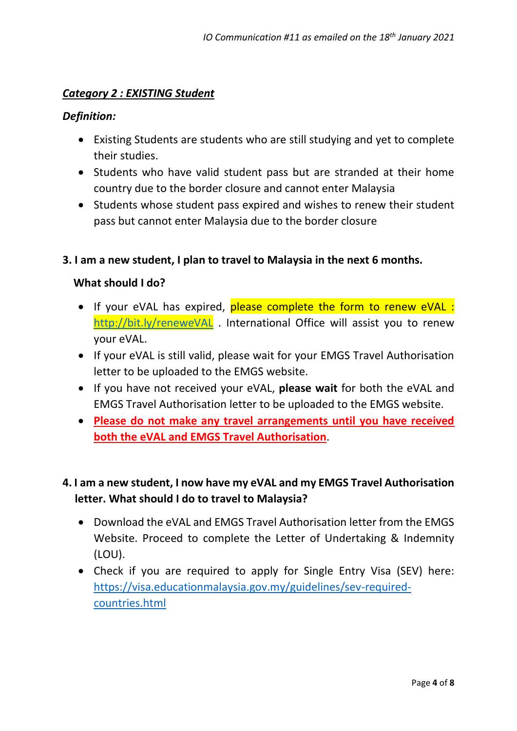***Category 2 : EXISTING Student***

***Definition:***

- Existing Students are students who are still studying and yet to complete their studies.
- Students who have valid student pass but are stranded at their home country due to the border closure and cannot enter Malaysia
- Students whose student pass expired and wishes to renew their student pass but cannot enter Malaysia due to the border closure

**3. I am a new student, I plan to travel to Malaysia in the next 6 months.**

**What should I do?**

- If your eVAL has expired, please complete the form to renew eVAL : http://bit.ly/reneweVAL . International Office will assist you to renew your eVAL.
- If your eVAL is still valid, please wait for your EMGS Travel Authorisation letter to be uploaded to the EMGS website.
- If you have not received your eVAL, **please wait** for both the eVAL and EMGS Travel Authorisation letter to be uploaded to the EMGS website.
- **Please do not make any travel arrangements until you have received both the eVAL and EMGS Travel Authorisation**.

**4. I am a new student, I now have my eVAL and my EMGS Travel Authorisation letter. What should I do to travel to Malaysia?**

- Download the eVAL and EMGS Travel Authorisation letter from the EMGS Website. Proceed to complete the Letter of Undertaking & Indemnity (LOU).
- Check if you are required to apply for Single Entry Visa (SEV) here: https://visa.educationmalaysia.gov.my/guidelines/sev-required-countries.html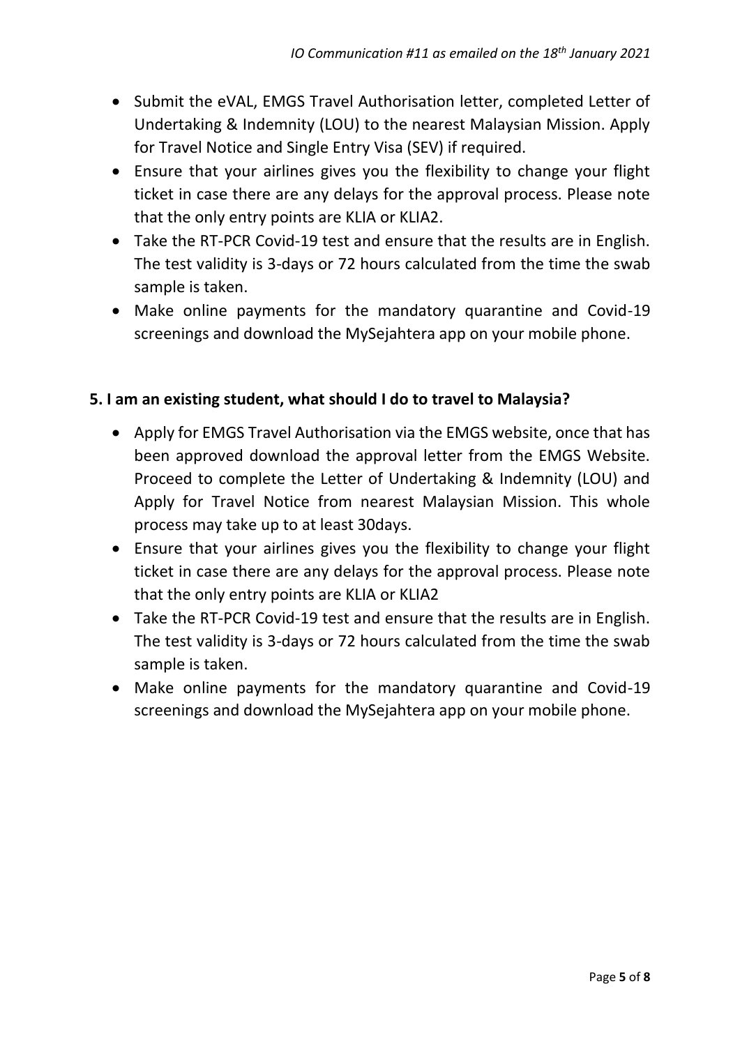- Submit the eVAL, EMGS Travel Authorisation letter, completed Letter of Undertaking & Indemnity (LOU) to the nearest Malaysian Mission. Apply for Travel Notice and Single Entry Visa (SEV) if required.
- Ensure that your airlines gives you the flexibility to change your flight ticket in case there are any delays for the approval process. Please note that the only entry points are KLIA or KLIA2.
- Take the RT-PCR Covid-19 test and ensure that the results are in English. The test validity is 3-days or 72 hours calculated from the time the swab sample is taken.
- Make online payments for the mandatory quarantine and Covid-19 screenings and download the MySejahtera app on your mobile phone.

**5. I am an existing student, what should I do to travel to Malaysia?**

- Apply for EMGS Travel Authorisation via the EMGS website, once that has been approved download the approval letter from the EMGS Website. Proceed to complete the Letter of Undertaking & Indemnity (LOU) and Apply for Travel Notice from nearest Malaysian Mission. This whole process may take up to at least 30days.
- Ensure that your airlines gives you the flexibility to change your flight ticket in case there are any delays for the approval process. Please note that the only entry points are KLIA or KLIA2
- Take the RT-PCR Covid-19 test and ensure that the results are in English. The test validity is 3-days or 72 hours calculated from the time the swab sample is taken.
- Make online payments for the mandatory quarantine and Covid-19 screenings and download the MySejahtera app on your mobile phone.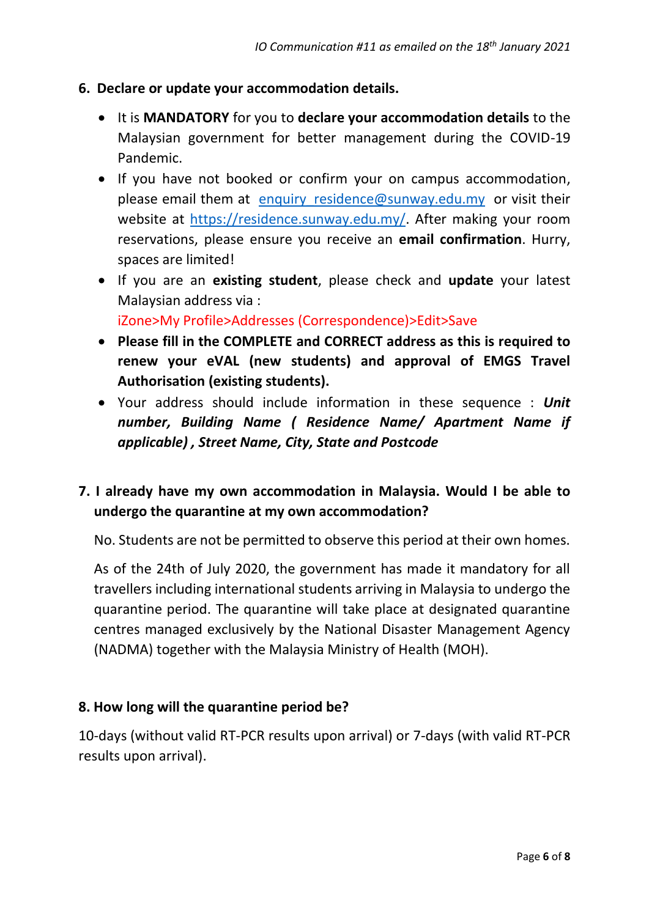**6. Declare or update your accommodation details.**

- It is **MANDATORY** for you to **declare your accommodation details** to the Malaysian government for better management during the COVID-19 Pandemic.
- If you have not booked or confirm your on campus accommodation, please email them at enquiry_residence@sunway.edu.my or visit their website at https://residence.sunway.edu.my/. After making your room reservations, please ensure you receive an **email confirmation**. Hurry, spaces are limited!
- If you are an **existing student**, please check and **update** your latest Malaysian address via :
  iZone>My Profile>Addresses (Correspondence)>Edit>Save
- **Please fill in the COMPLETE and CORRECT address as this is required to renew your eVAL (new students) and approval of EMGS Travel Authorisation (existing students).**
- Your address should include information in these sequence : ***Unit number, Building Name ( Residence Name/ Apartment Name if applicable) , Street Name, City, State and Postcode***

**7. I already have my own accommodation in Malaysia. Would I be able to undergo the quarantine at my own accommodation?**

No. Students are not be permitted to observe this period at their own homes.

As of the 24th of July 2020, the government has made it mandatory for all travellers including international students arriving in Malaysia to undergo the quarantine period. The quarantine will take place at designated quarantine centres managed exclusively by the National Disaster Management Agency (NADMA) together with the Malaysia Ministry of Health (MOH).

**8. How long will the quarantine period be?**

10-days (without valid RT-PCR results upon arrival) or 7-days (with valid RT-PCR results upon arrival).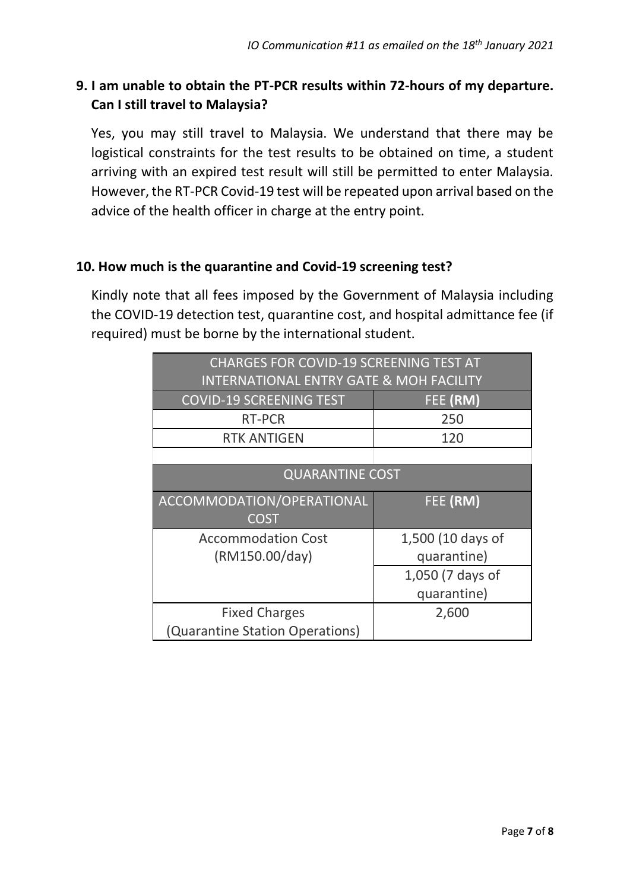## 9. I am unable to obtain the PT-PCR results within 72-hours of my departure. Can I still travel to Malaysia?

Yes, you may still travel to Malaysia. We understand that there may be logistical constraints for the test results to be obtained on time, a student arriving with an expired test result will still be permitted to enter Malaysia. However, the RT-PCR Covid-19 test will be repeated upon arrival based on the advice of the health officer in charge at the entry point.

## 10. How much is the quarantine and Covid-19 screening test?

Kindly note that all fees imposed by the Government of Malaysia including the COVID-19 detection test, quarantine cost, and hospital admittance fee (if required) must be borne by the international student.

| CHARGES FOR COVID-19 SCREENING TEST AT INTERNATIONAL ENTRY GATE & MOH FACILITY | |
|---|---|
| COVID-19 SCREENING TEST | FEE **(RM)** |
| RT-PCR | 250 |
| RTK ANTIGEN | 120 |

| QUARANTINE COST | |
|---|---|
| ACCOMMODATION/OPERATIONAL COST | FEE **(RM)** |
| Accommodation Cost (RM150.00/day) | 1,500 (10 days of quarantine) |
| | 1,050 (7 days of quarantine) |
| Fixed Charges (Quarantine Station Operations) | 2,600 |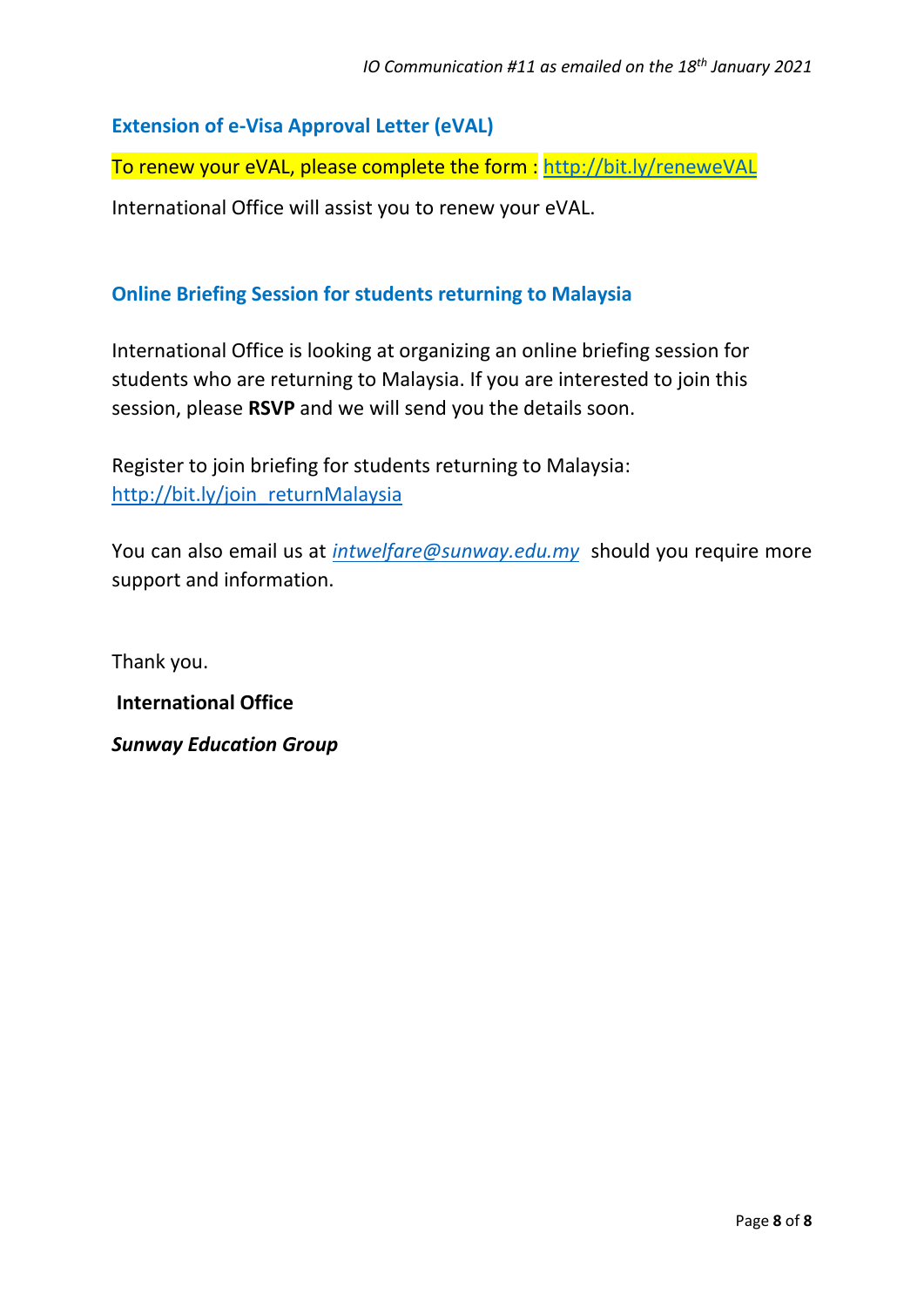### Extension of e-Visa Approval Letter (eVAL)

To renew your eVAL, please complete the form : http://bit.ly/reneweVAL

International Office will assist you to renew your eVAL.

### Online Briefing Session for students returning to Malaysia

International Office is looking at organizing an online briefing session for students who are returning to Malaysia. If you are interested to join this session, please **RSVP** and we will send you the details soon.

Register to join briefing for students returning to Malaysia:
http://bit.ly/join_returnMalaysia

You can also email us at *intwelfare@sunway.edu.my* should you require more support and information.

Thank you.

**International Office**

***Sunway Education Group***